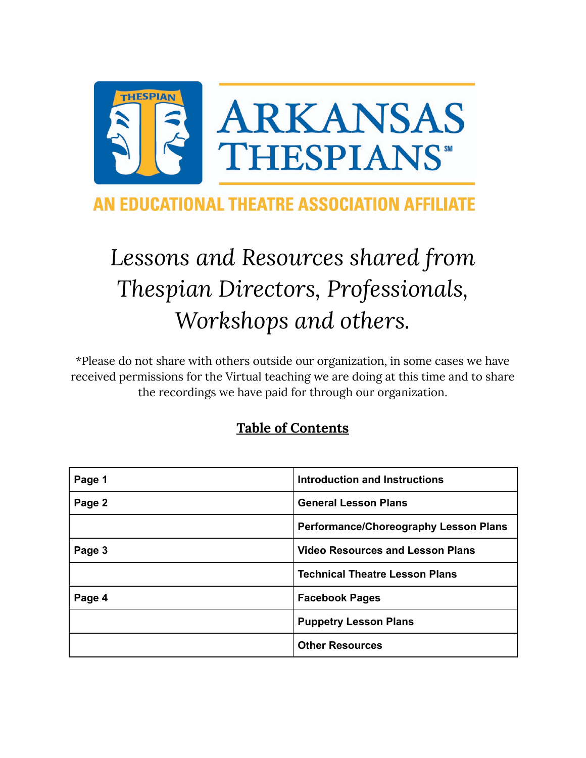ARKANSAS THESPIANS

AN EDUCATIONAL THEATRE ASSOCIATION AFFILIATE

# *Lessons and Resources shared from Thespian Directors, Professionals, Workshops and others.*

*Please do not share with others outside our organization, in some cases we have received permissions for the Virtual teaching we are doing at this time and to share the recordings we have paid for through our organization.

## Table of Contents

| Page 1 | Introduction and Instructions |
|---|---|
| Page 2 | General Lesson Plans |
| | Performance/Choreography Lesson Plans |
| Page 3 | Video Resources and Lesson Plans |
| | Technical Theatre Lesson Plans |
| Page 4 | Facebook Pages |
| | Puppetry Lesson Plans |
| | Other Resources |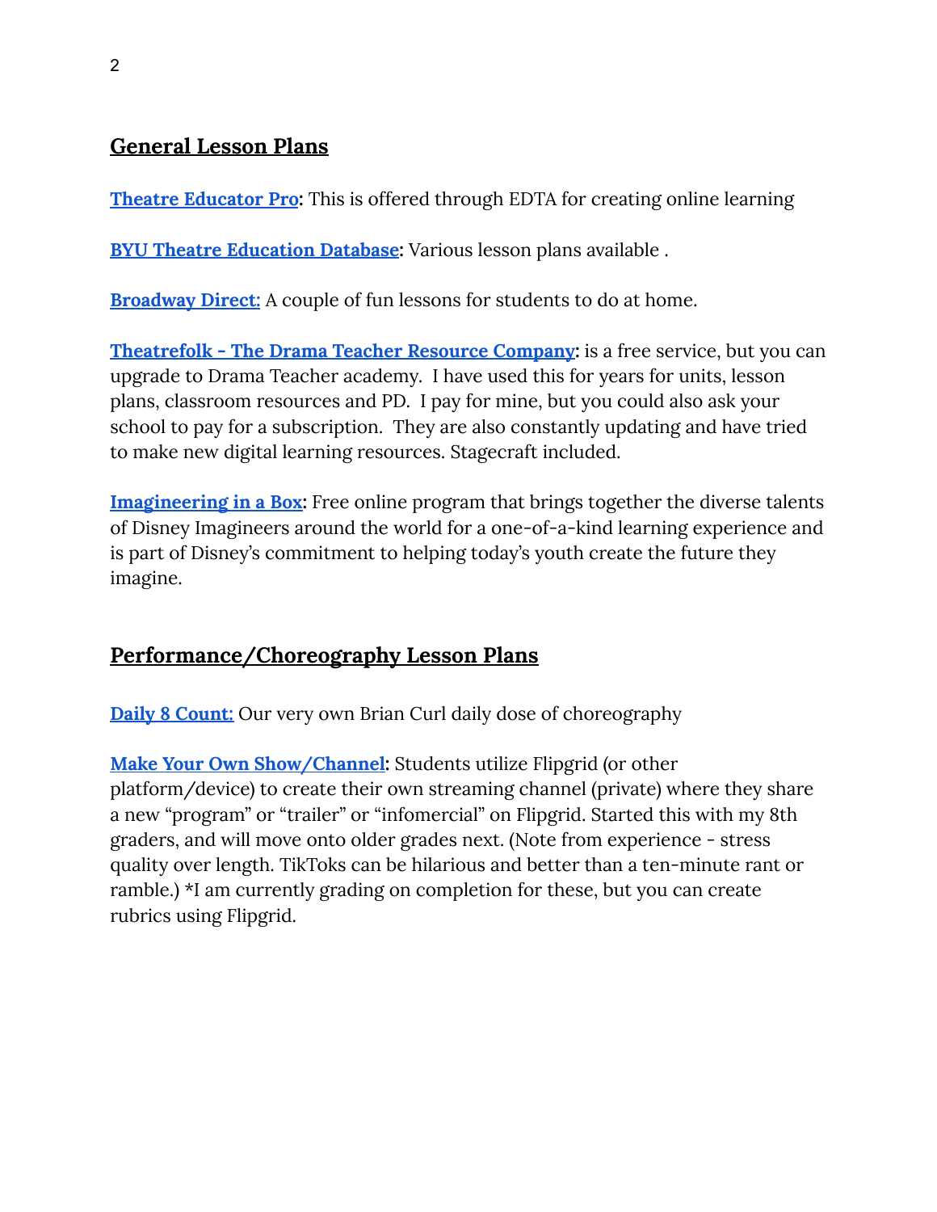## General Lesson Plans

**Theatre Educator Pro**: This is offered through EDTA for creating online learning

**BYU Theatre Education Database**: Various lesson plans available .

**Broadway Direct:** A couple of fun lessons for students to do at home.

**Theatrefolk - The Drama Teacher Resource Company**: is a free service, but you can upgrade to Drama Teacher academy. I have used this for years for units, lesson plans, classroom resources and PD. I pay for mine, but you could also ask your school to pay for a subscription. They are also constantly updating and have tried to make new digital learning resources. Stagecraft included.

**Imagineering in a Box**: Free online program that brings together the diverse talents of Disney Imagineers around the world for a one-of-a-kind learning experience and is part of Disney's commitment to helping today's youth create the future they imagine.

## Performance/Choreography Lesson Plans

**Daily 8 Count:** Our very own Brian Curl daily dose of choreography

**Make Your Own Show/Channel**: Students utilize Flipgrid (or other platform/device) to create their own streaming channel (private) where they share a new "program" or "trailer" or "infomercial" on Flipgrid. Started this with my 8th graders, and will move onto older grades next. (Note from experience - stress quality over length. TikToks can be hilarious and better than a ten-minute rant or ramble.) *I am currently grading on completion for these, but you can create rubrics using Flipgrid.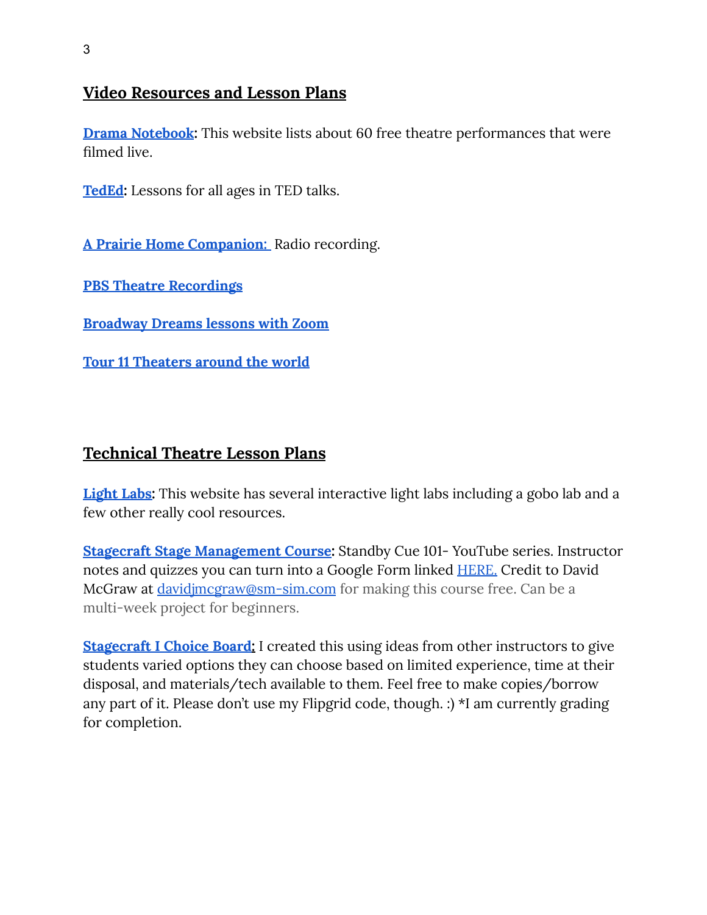## Video Resources and Lesson Plans

**Drama Notebook:** This website lists about 60 free theatre performances that were filmed live.

**TedEd:** Lessons for all ages in TED talks.

**A Prairie Home Companion:** Radio recording.

**PBS Theatre Recordings**

**Broadway Dreams lessons with Zoom**

**Tour 11 Theaters around the world**

## Technical Theatre Lesson Plans

**Light Labs:** This website has several interactive light labs including a gobo lab and a few other really cool resources.

**Stagecraft Stage Management Course:** Standby Cue 101- YouTube series. Instructor notes and quizzes you can turn into a Google Form linked HERE. Credit to David McGraw at davidjmcgraw@sm-sim.com for making this course free. Can be a multi-week project for beginners.

**Stagecraft I Choice Board:** I created this using ideas from other instructors to give students varied options they can choose based on limited experience, time at their disposal, and materials/tech available to them. Feel free to make copies/borrow any part of it. Please don't use my Flipgrid code, though. :) *I am currently grading for completion.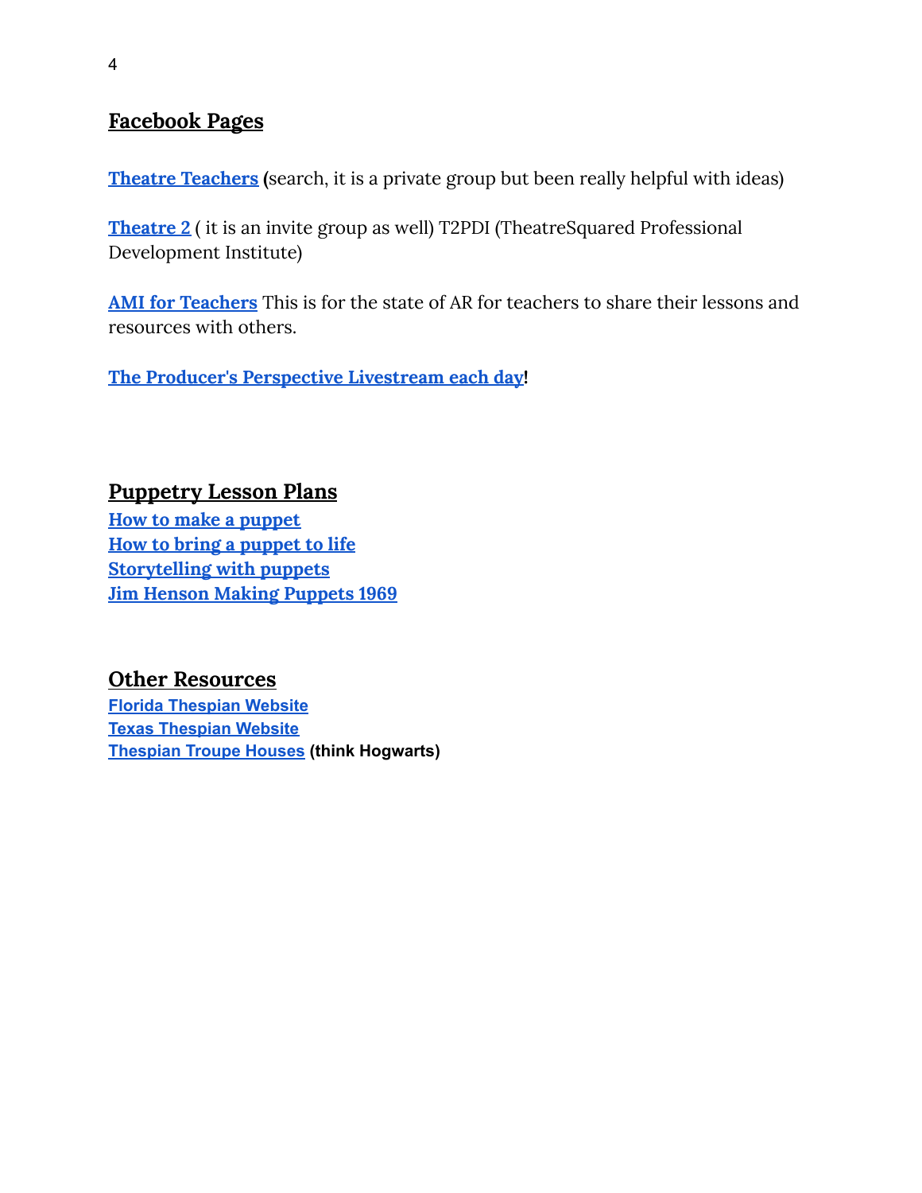## Facebook Pages

**Theatre Teachers** (search, it is a private group but been really helpful with ideas)

**Theatre 2** ( it is an invite group as well) T2PDI (TheatreSquared Professional Development Institute)

**AMI for Teachers** This is for the state of AR for teachers to share their lessons and resources with others.

**The Producer's Perspective Livestream each day!**

## Puppetry Lesson Plans

**How to make a puppet**
**How to bring a puppet to life**
**Storytelling with puppets**
**Jim Henson Making Puppets 1969**

## Other Resources

**Florida Thespian Website**
**Texas Thespian Website**
**Thespian Troupe Houses (think Hogwarts)**